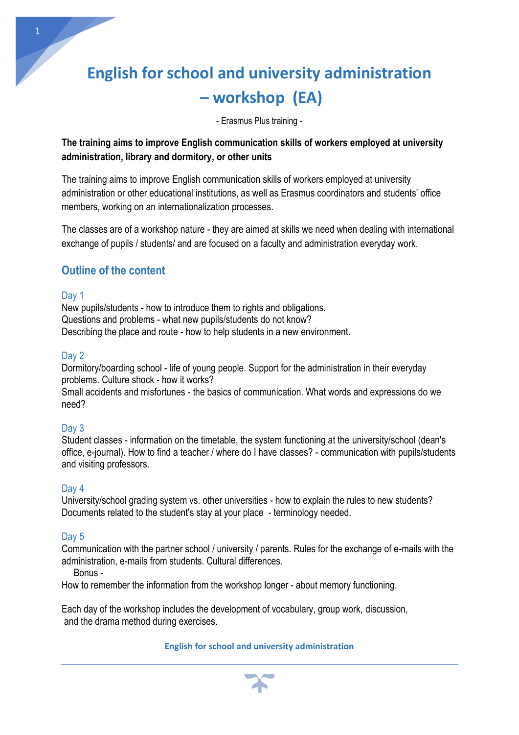# English for school and university administration – workshop (EA)

- Erasmus Plus training -

**The training aims to improve English communication skills of workers employed at university administration, library and dormitory, or other units**

The training aims to improve English communication skills of workers employed at university administration or other educational institutions, as well as Erasmus coordinators and students' office members, working on an internationalization processes.

The classes are of a workshop nature - they are aimed at skills we need when dealing with international exchange of pupils / students/ and are focused on a faculty and administration everyday work.

## Outline of the content

### Day 1

New pupils/students - how to introduce them to rights and obligations.
Questions and problems - what new pupils/students do not know?
Describing the place and route - how to help students in a new environment.

### Day 2

Dormitory/boarding school - life of young people. Support for the administration in their everyday problems. Culture shock - how it works?
Small accidents and misfortunes - the basics of communication. What words and expressions do we need?

### Day 3

Student classes - information on the timetable, the system functioning at the university/school (dean's office, e-journal). How to find a teacher / where do I have classes? - communication with pupils/students and visiting professors.

### Day 4

University/school grading system vs. other universities - how to explain the rules to new students?
Documents related to the student's stay at your place - terminology needed.

### Day 5

Communication with the partner school / university / parents. Rules for the exchange of e-mails with the administration, e-mails from students. Cultural differences.

Bonus -

How to remember the information from the workshop longer - about memory functioning.

Each day of the workshop includes the development of vocabulary, group work, discussion, and the drama method during exercises.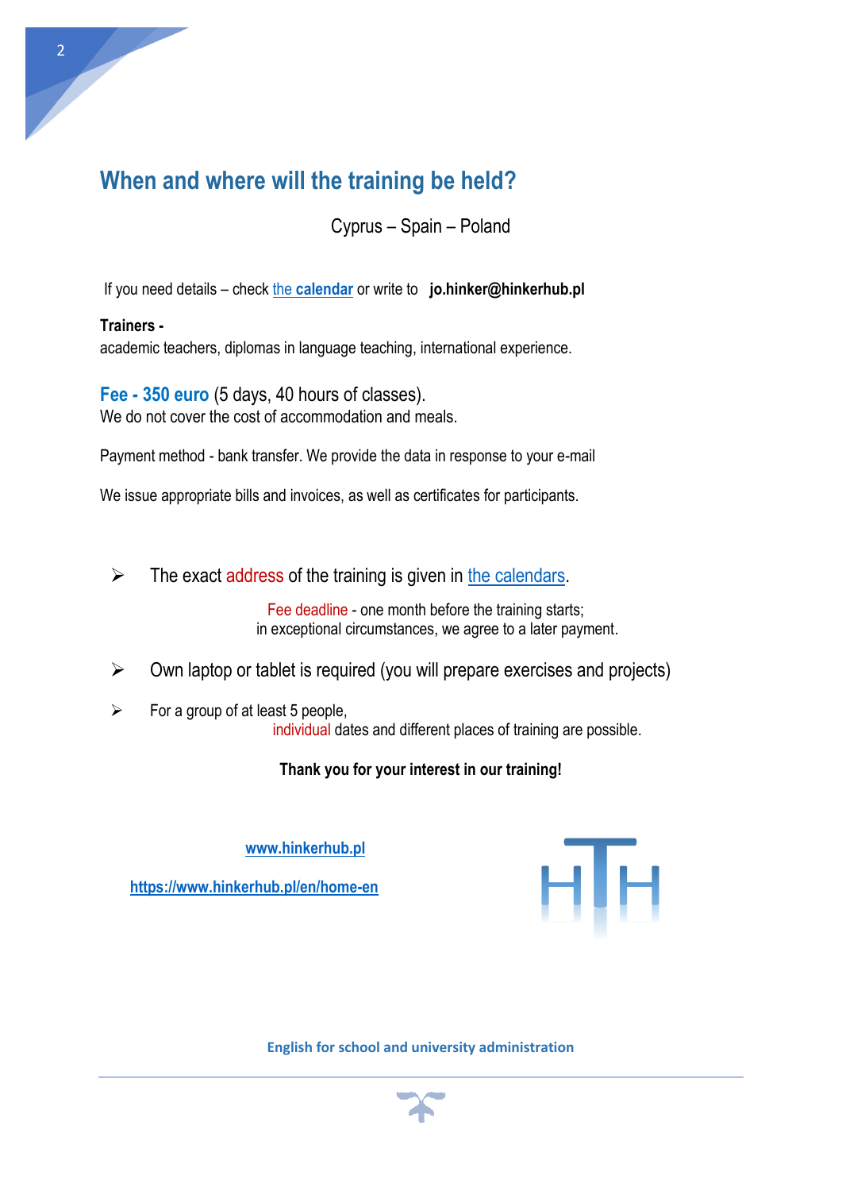## When and where will the training be held?

Cyprus – Spain – Poland

If you need details – check the **calendar** or write to **jo.hinker@hinkerhub.pl**

**Trainers -**
academic teachers, diplomas in language teaching, international experience.

**Fee - 350 euro** (5 days, 40 hours of classes).
We do not cover the cost of accommodation and meals.

Payment method - bank transfer. We provide the data in response to your e-mail

We issue appropriate bills and invoices, as well as certificates for participants.

- The exact address of the training is given in the calendars.

  Fee deadline - one month before the training starts;
  in exceptional circumstances, we agree to a later payment.

- Own laptop or tablet is required (you will prepare exercises and projects)

- For a group of at least 5 people,
  individual dates and different places of training are possible.

**Thank you for your interest in our training!**

**www.hinkerhub.pl**

**https://www.hinkerhub.pl/en/home-en**

HTH

**English for school and university administration**